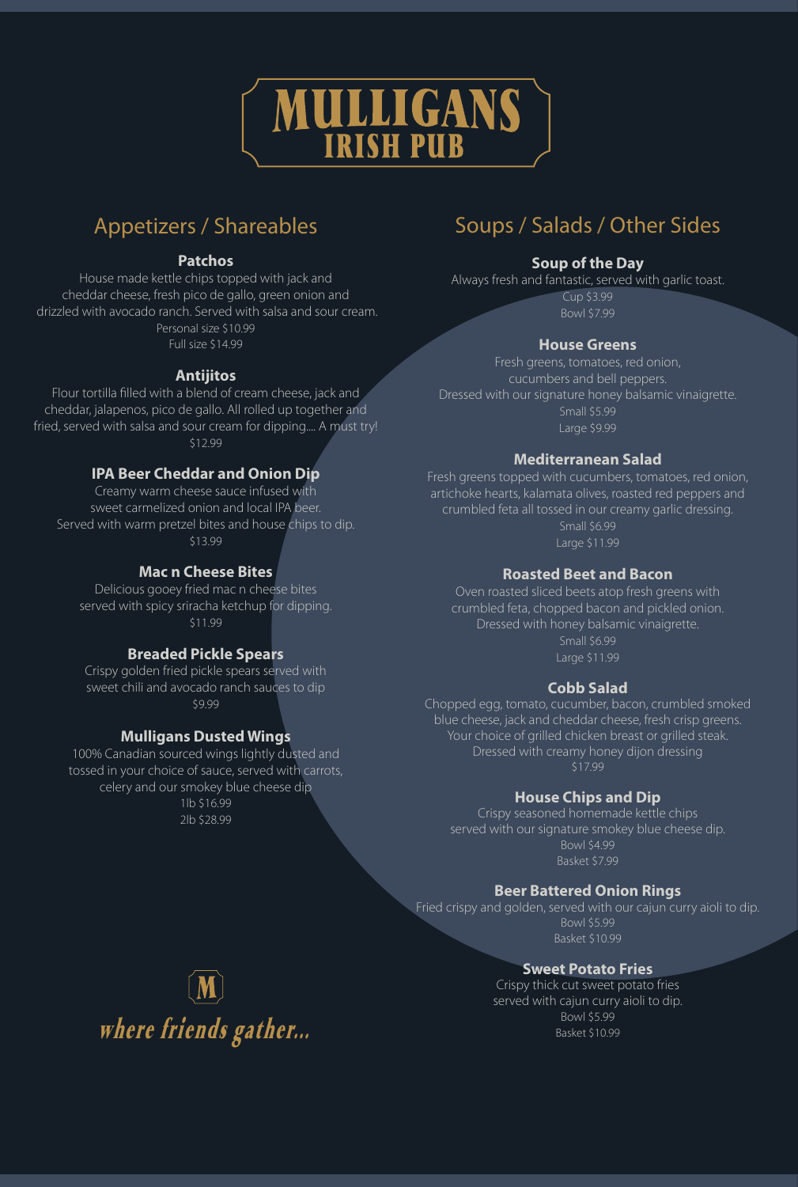# MULLIGANS
## IRISH PUB

## Appetizers / Shareables

### Patchos

House made kettle chips topped with jack and cheddar cheese, fresh pico de gallo, green onion and drizzled with avocado ranch. Served with salsa and sour cream.

Personal size $10.99

Full size $14.99

### Antijitos

Flour tortilla filled with a blend of cream cheese, jack and cheddar, jalapenos, pico de gallo. All rolled up together and fried, served with salsa and sour cream for dipping.... A must try!

$12.99

### IPA Beer Cheddar and Onion Dip

Creamy warm cheese sauce infused with sweet carmelized onion and local IPA beer. Served with warm pretzel bites and house chips to dip.

$13.99

### Mac n Cheese Bites

Delicious gooey fried mac n cheese bites served with spicy sriracha ketchup for dipping.

$11.99

### Breaded Pickle Spears

Crispy golden fried pickle spears served with sweet chili and avocado ranch sauces to dip

$9.99

### Mulligans Dusted Wings

100% Canadian sourced wings lightly dusted and tossed in your choice of sauce, served with carrots, celery and our smokey blue cheese dip

1lb $16.99

2lb $28.99

M

*where friends gather...*

## Soups / Salads / Other Sides

### Soup of the Day

Always fresh and fantastic, served with garlic toast.

Cup $3.99

Bowl $7.99

### House Greens

Fresh greens, tomatoes, red onion, cucumbers and bell peppers. Dressed with our signature honey balsamic vinaigrette.

Small $5.99

Large $9.99

### Mediterranean Salad

Fresh greens topped with cucumbers, tomatoes, red onion, artichoke hearts, kalamata olives, roasted red peppers and crumbled feta all tossed in our creamy garlic dressing.

Small $6.99

Large $11.99

### Roasted Beet and Bacon

Oven roasted sliced beets atop fresh greens with crumbled feta, chopped bacon and pickled onion. Dressed with honey balsamic vinaigrette.

Small $6.99

Large $11.99

### Cobb Salad

Chopped egg, tomato, cucumber, bacon, crumbled smoked blue cheese, jack and cheddar cheese, fresh crisp greens. Your choice of grilled chicken breast or grilled steak. Dressed with creamy honey dijon dressing

$17.99

### House Chips and Dip

Crispy seasoned homemade kettle chips served with our signature smokey blue cheese dip.

Bowl $4.99

Basket $7.99

### Beer Battered Onion Rings

Fried crispy and golden, served with our cajun curry aioli to dip.

Bowl $5.99

Basket $10.99

### Sweet Potato Fries

Crispy thick cut sweet potato fries served with cajun curry aioli to dip.

Bowl $5.99

Basket $10.99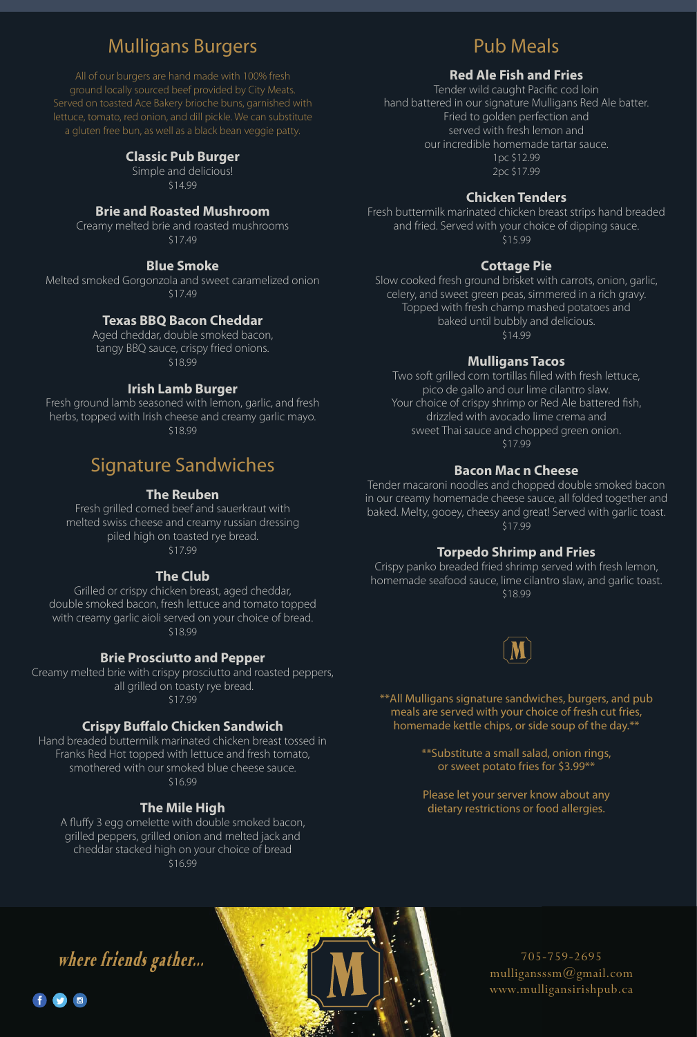## Mulligans Burgers

All of our burgers are hand made with 100% fresh ground locally sourced beef provided by City Meats. Served on toasted Ace Bakery brioche buns, garnished with lettuce, tomato, red onion, and dill pickle. We can substitute a gluten free bun, as well as a black bean veggie patty.

### Classic Pub Burger

Simple and delicious!
$14.99

### Brie and Roasted Mushroom

Creamy melted brie and roasted mushrooms
$17.49

### Blue Smoke

Melted smoked Gorgonzola and sweet caramelized onion
$17.49

### Texas BBQ Bacon Cheddar

Aged cheddar, double smoked bacon, tangy BBQ sauce, crispy fried onions.
$18.99

### Irish Lamb Burger

Fresh ground lamb seasoned with lemon, garlic, and fresh herbs, topped with Irish cheese and creamy garlic mayo.
$18.99

## Signature Sandwiches

### The Reuben

Fresh grilled corned beef and sauerkraut with melted swiss cheese and creamy russian dressing piled high on toasted rye bread.
$17.99

### The Club

Grilled or crispy chicken breast, aged cheddar, double smoked bacon, fresh lettuce and tomato topped with creamy garlic aioli served on your choice of bread.
$18.99

### Brie Prosciutto and Pepper

Creamy melted brie with crispy prosciutto and roasted peppers, all grilled on toasty rye bread.
$17.99

### Crispy Buffalo Chicken Sandwich

Hand breaded buttermilk marinated chicken breast tossed in Franks Red Hot topped with lettuce and fresh tomato, smothered with our smoked blue cheese sauce.
$16.99

### The Mile High

A fluffy 3 egg omelette with double smoked bacon, grilled peppers, grilled onion and melted jack and cheddar stacked high on your choice of bread
$16.99

## Pub Meals

### Red Ale Fish and Fries

Tender wild caught Pacific cod loin hand battered in our signature Mulligans Red Ale batter. Fried to golden perfection and served with fresh lemon and our incredible homemade tartar sauce.
1pc $12.99
2pc $17.99

### Chicken Tenders

Fresh buttermilk marinated chicken breast strips hand breaded and fried. Served with your choice of dipping sauce.
$15.99

### Cottage Pie

Slow cooked fresh ground brisket with carrots, onion, garlic, celery, and sweet green peas, simmered in a rich gravy. Topped with fresh champ mashed potatoes and baked until bubbly and delicious.
$14.99

### Mulligans Tacos

Two soft grilled corn tortillas filled with fresh lettuce, pico de gallo and our lime cilantro slaw. Your choice of crispy shrimp or Red Ale battered fish, drizzled with avocado lime crema and sweet Thai sauce and chopped green onion.
$17.99

### Bacon Mac n Cheese

Tender macaroni noodles and chopped double smoked bacon in our creamy homemade cheese sauce, all folded together and baked. Melty, gooey, cheesy and great! Served with garlic toast.
$17.99

### Torpedo Shrimp and Fries

Crispy panko breaded fried shrimp served with fresh lemon, homemade seafood sauce, lime cilantro slaw, and garlic toast.
$18.99

M

**All Mulligans signature sandwiches, burgers, and pub meals are served with your choice of fresh cut fries, homemade kettle chips, or side soup of the day.**

**Substitute a small salad, onion rings, or sweet potato fries for $3.99**

Please let your server know about any dietary restrictions or food allergies.

*where friends gather...*

M

705-759-2695
mulligansssm@gmail.com
www.mulligansirishpub.ca